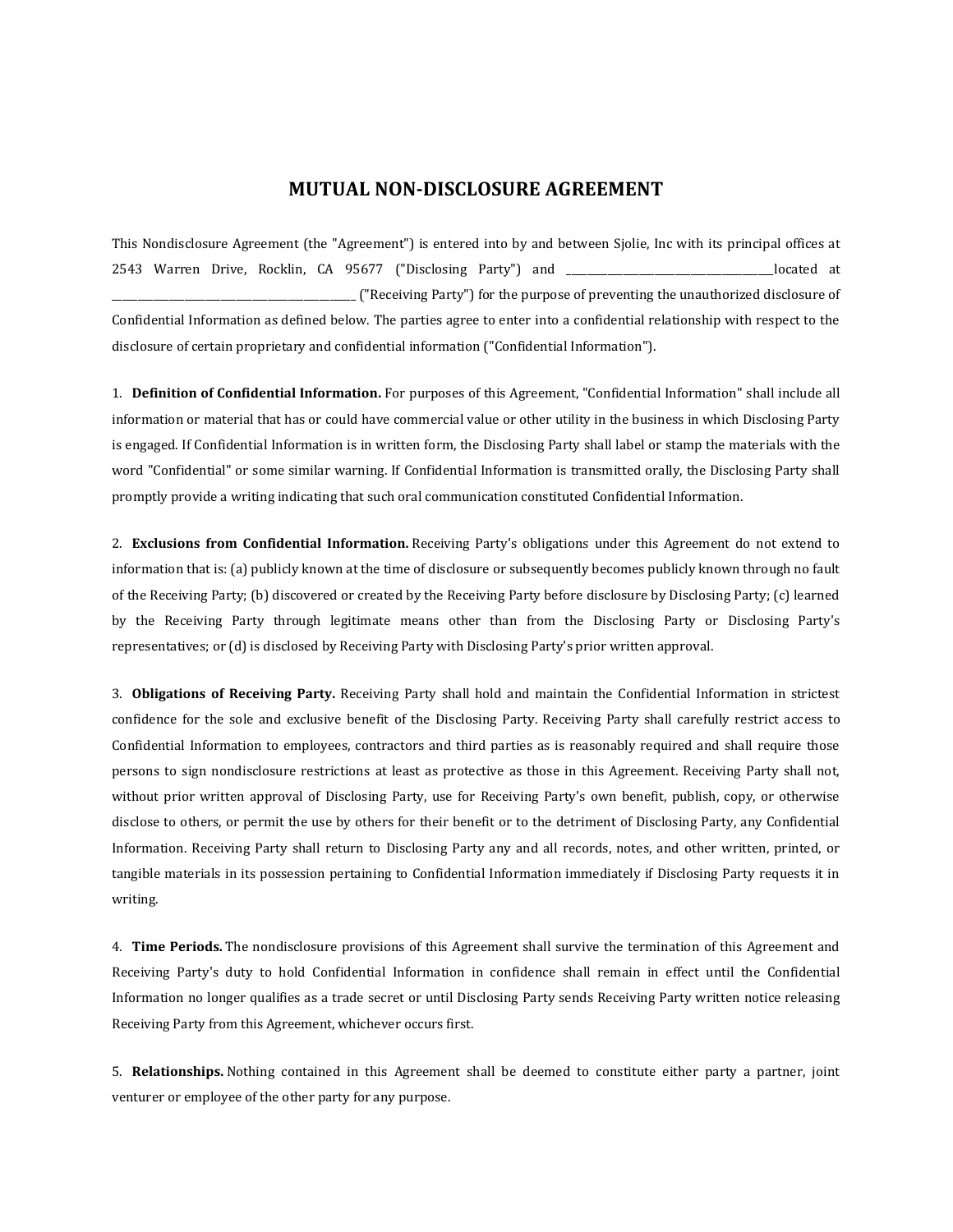# MUTUAL NON-DISCLOSURE AGREEMENT

This Nondisclosure Agreement (the "Agreement") is entered into by and between Sjolie, Inc with its principal offices at 2543 Warren Drive, Rocklin, CA 95677 ("Disclosing Party") and ________________________________________located at ______________________________________________ ("Receiving Party") for the purpose of preventing the unauthorized disclosure of Confidential Information as defined below. The parties agree to enter into a confidential relationship with respect to the disclosure of certain proprietary and confidential information ("Confidential Information").

1. **Definition of Confidential Information.** For purposes of this Agreement, "Confidential Information" shall include all information or material that has or could have commercial value or other utility in the business in which Disclosing Party is engaged. If Confidential Information is in written form, the Disclosing Party shall label or stamp the materials with the word "Confidential" or some similar warning. If Confidential Information is transmitted orally, the Disclosing Party shall promptly provide a writing indicating that such oral communication constituted Confidential Information.

2. **Exclusions from Confidential Information.** Receiving Party's obligations under this Agreement do not extend to information that is: (a) publicly known at the time of disclosure or subsequently becomes publicly known through no fault of the Receiving Party; (b) discovered or created by the Receiving Party before disclosure by Disclosing Party; (c) learned by the Receiving Party through legitimate means other than from the Disclosing Party or Disclosing Party's representatives; or (d) is disclosed by Receiving Party with Disclosing Party's prior written approval.

3. **Obligations of Receiving Party.** Receiving Party shall hold and maintain the Confidential Information in strictest confidence for the sole and exclusive benefit of the Disclosing Party. Receiving Party shall carefully restrict access to Confidential Information to employees, contractors and third parties as is reasonably required and shall require those persons to sign nondisclosure restrictions at least as protective as those in this Agreement. Receiving Party shall not, without prior written approval of Disclosing Party, use for Receiving Party's own benefit, publish, copy, or otherwise disclose to others, or permit the use by others for their benefit or to the detriment of Disclosing Party, any Confidential Information. Receiving Party shall return to Disclosing Party any and all records, notes, and other written, printed, or tangible materials in its possession pertaining to Confidential Information immediately if Disclosing Party requests it in writing.

4. **Time Periods.** The nondisclosure provisions of this Agreement shall survive the termination of this Agreement and Receiving Party's duty to hold Confidential Information in confidence shall remain in effect until the Confidential Information no longer qualifies as a trade secret or until Disclosing Party sends Receiving Party written notice releasing Receiving Party from this Agreement, whichever occurs first.

5. **Relationships.** Nothing contained in this Agreement shall be deemed to constitute either party a partner, joint venturer or employee of the other party for any purpose.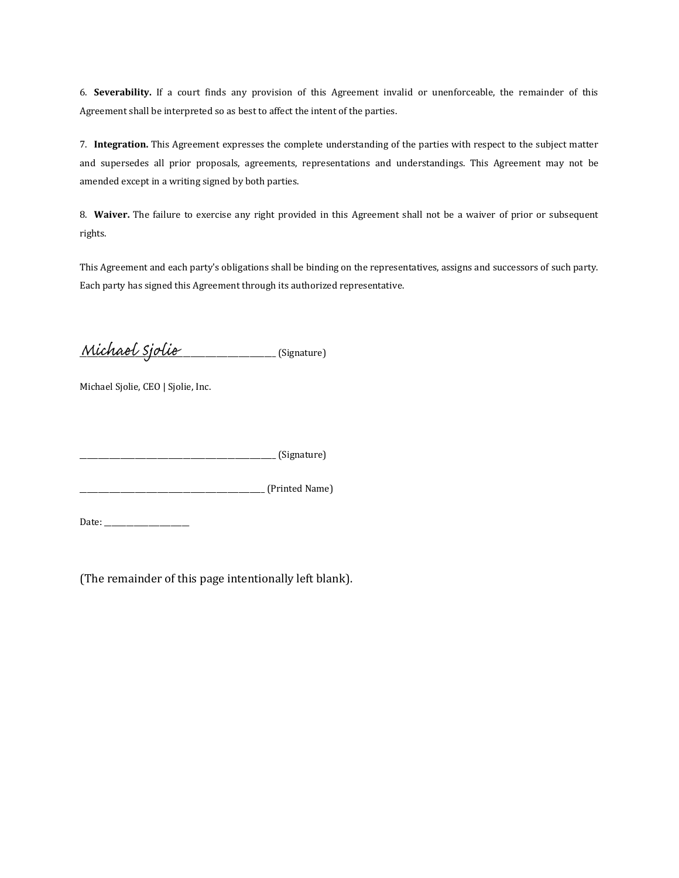6. **Severability.** If a court finds any provision of this Agreement invalid or unenforceable, the remainder of this Agreement shall be interpreted so as best to affect the intent of the parties.

7. **Integration.** This Agreement expresses the complete understanding of the parties with respect to the subject matter and supersedes all prior proposals, agreements, representations and understandings. This Agreement may not be amended except in a writing signed by both parties.

8. **Waiver.** The failure to exercise any right provided in this Agreement shall not be a waiver of prior or subsequent rights.

This Agreement and each party's obligations shall be binding on the representatives, assigns and successors of such party. Each party has signed this Agreement through its authorized representative.

*Michael Sjolie*\_\_\_\_\_\_\_\_\_\_\_\_\_\_\_\_\_\_\_\_\_\_\_\_ (Signature)

Michael Sjolie, CEO | Sjolie, Inc.

\_\_\_\_\_\_\_\_\_\_\_\_\_\_\_\_\_\_\_\_\_\_\_\_\_\_\_\_\_\_\_\_\_\_\_\_\_\_\_\_\_\_\_\_\_\_ (Signature)

\_\_\_\_\_\_\_\_\_\_\_\_\_\_\_\_\_\_\_\_\_\_\_\_\_\_\_\_\_\_\_\_\_\_\_\_\_\_\_\_\_\_\_\_\_ (Printed Name)

Date: \_\_\_\_\_\_\_\_\_\_\_\_\_\_\_\_\_\_\_\_\_

(The remainder of this page intentionally left blank).